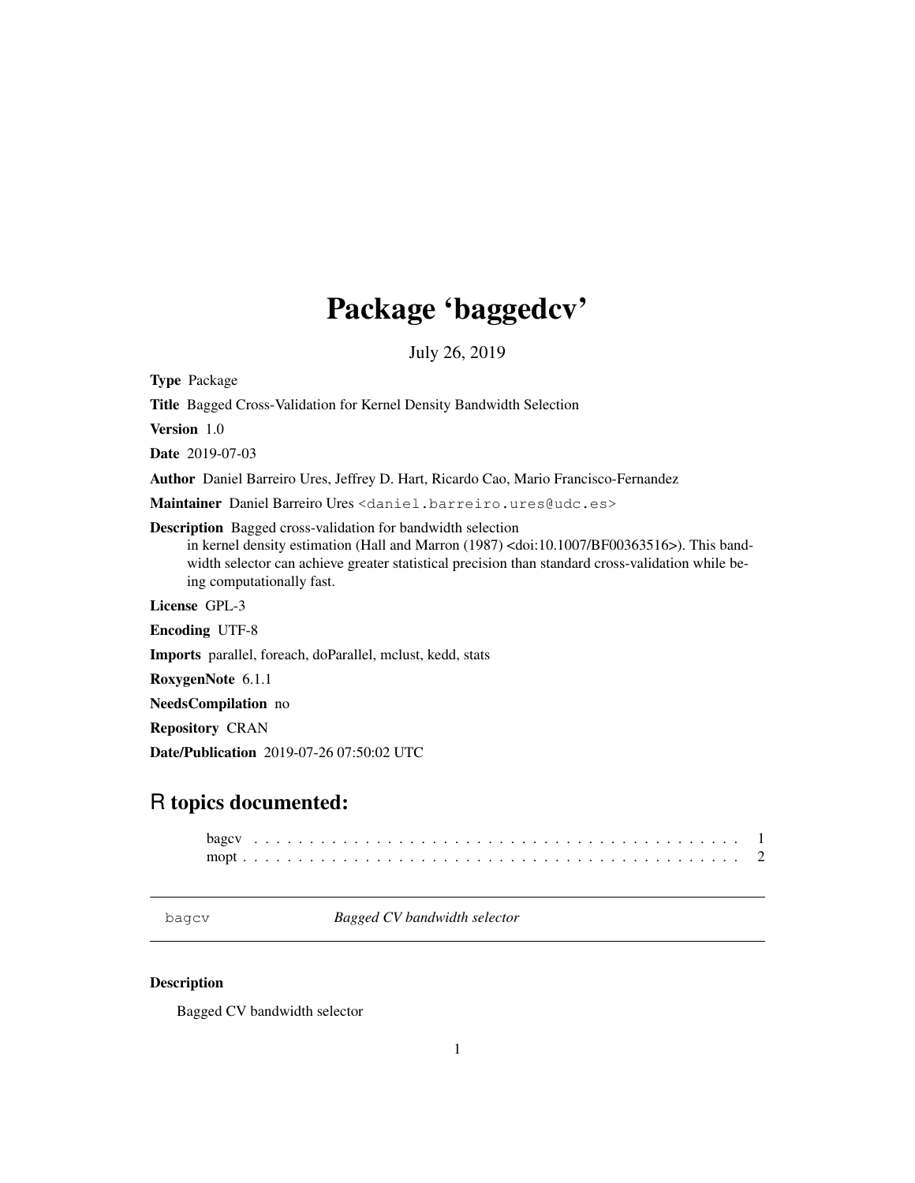# Package 'baggedcv'

July 26, 2019

**Type** Package

**Title** Bagged Cross-Validation for Kernel Density Bandwidth Selection

**Version** 1.0

**Date** 2019-07-03

**Author** Daniel Barreiro Ures, Jeffrey D. Hart, Ricardo Cao, Mario Francisco-Fernandez

**Maintainer** Daniel Barreiro Ures <daniel.barreiro.ures@udc.es>

**Description** Bagged cross-validation for bandwidth selection in kernel density estimation (Hall and Marron (1987) <doi:10.1007/BF00363516>). This bandwidth selector can achieve greater statistical precision than standard cross-validation while being computationally fast.

**License** GPL-3

**Encoding** UTF-8

**Imports** parallel, foreach, doParallel, mclust, kedd, stats

**RoxygenNote** 6.1.1

**NeedsCompilation** no

**Repository** CRAN

**Date/Publication** 2019-07-26 07:50:02 UTC

## R topics documented:

bagcv . . . . . . . . . . . . . . . . . . . . . . . . . . . . . . . . . . . . . . . . . . . 1
mopt . . . . . . . . . . . . . . . . . . . . . . . . . . . . . . . . . . . . . . . . . . . 2

---

`bagcv` *Bagged CV bandwidth selector*

---

### Description

Bagged CV bandwidth selector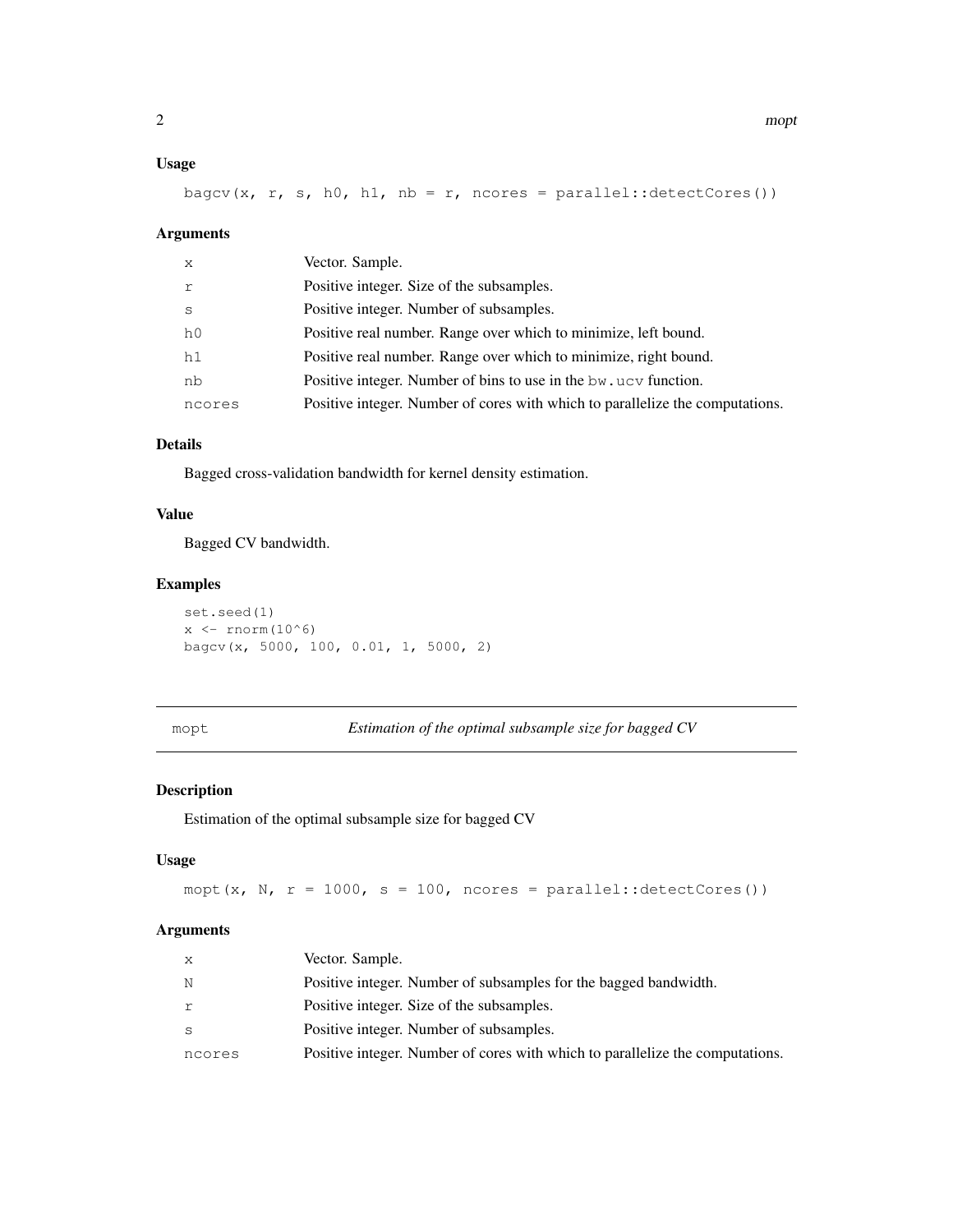### Usage

```
bagcv(x, r, s, h0, h1, nb = r, ncores = parallel::detectCores())
```

### Arguments

| | |
|---|---|
| x | Vector. Sample. |
| r | Positive integer. Size of the subsamples. |
| s | Positive integer. Number of subsamples. |
| h0 | Positive real number. Range over which to minimize, left bound. |
| h1 | Positive real number. Range over which to minimize, right bound. |
| nb | Positive integer. Number of bins to use in the `bw.ucv` function. |
| ncores | Positive integer. Number of cores with which to parallelize the computations. |

### Details

Bagged cross-validation bandwidth for kernel density estimation.

### Value

Bagged CV bandwidth.

### Examples

```
set.seed(1)
x <- rnorm(10^6)
bagcv(x, 5000, 100, 0.01, 1, 5000, 2)
```

---

## mopt — *Estimation of the optimal subsample size for bagged CV*

---

### Description

Estimation of the optimal subsample size for bagged CV

### Usage

```
mopt(x, N, r = 1000, s = 100, ncores = parallel::detectCores())
```

### Arguments

| | |
|---|---|
| x | Vector. Sample. |
| N | Positive integer. Number of subsamples for the bagged bandwidth. |
| r | Positive integer. Size of the subsamples. |
| s | Positive integer. Number of subsamples. |
| ncores | Positive integer. Number of cores with which to parallelize the computations. |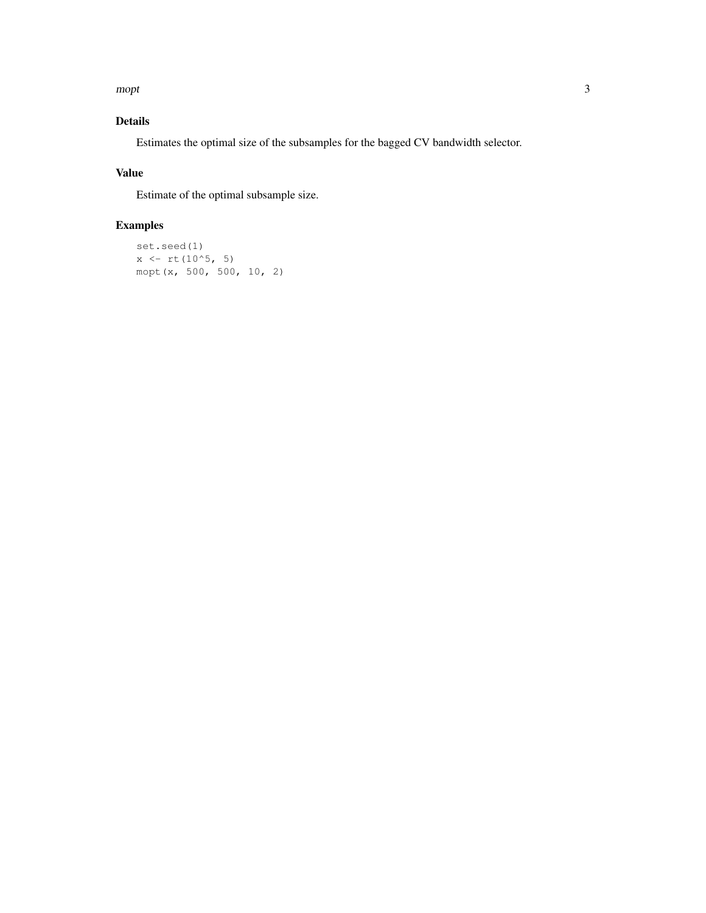### Details

Estimates the optimal size of the subsamples for the bagged CV bandwidth selector.

### Value

Estimate of the optimal subsample size.

### Examples

```
set.seed(1)
x <- rt(10^5, 5)
mopt(x, 500, 500, 10, 2)
```